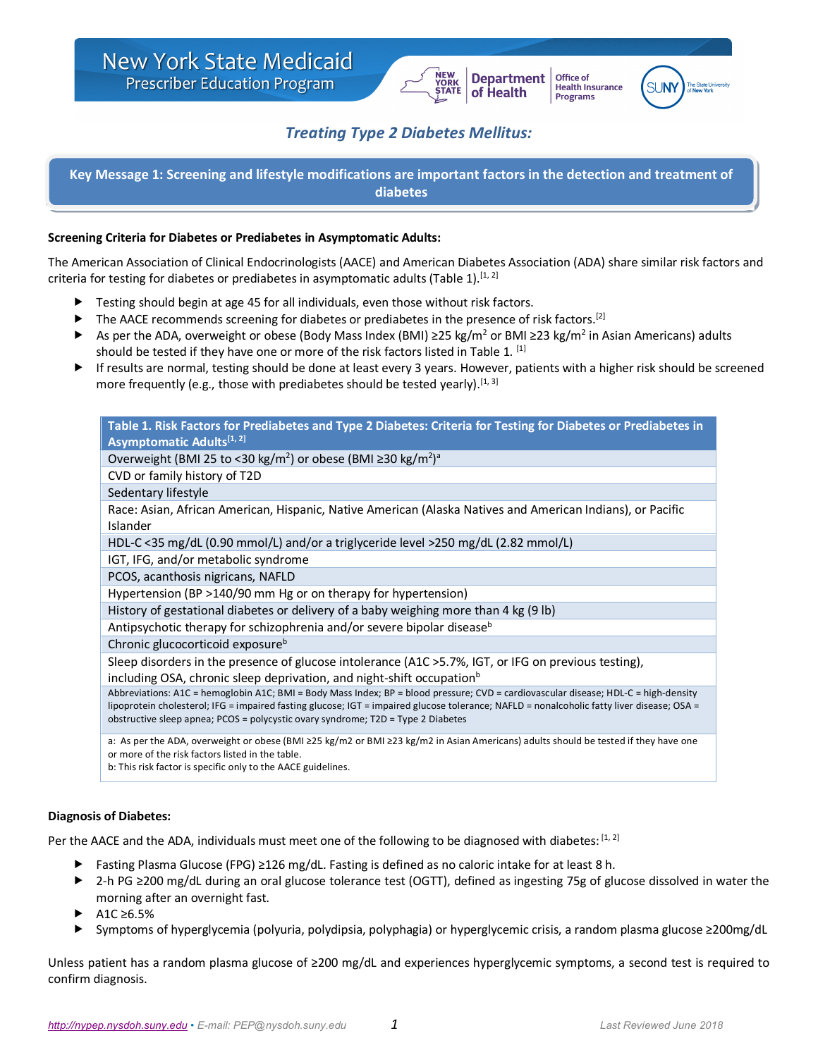# New York State Medicaid

## Prescriber Education Program

# *Treating Type 2 Diabetes Mellitus:*

## Key Message 1: Screening and lifestyle modifications are important factors in the detection and treatment of diabetes

**Screening Criteria for Diabetes or Prediabetes in Asymptomatic Adults:**

The American Association of Clinical Endocrinologists (AACE) and American Diabetes Association (ADA) share similar risk factors and criteria for testing for diabetes or prediabetes in asymptomatic adults (Table 1).[1, 2]

- Testing should begin at age 45 for all individuals, even those without risk factors.
- The AACE recommends screening for diabetes or prediabetes in the presence of risk factors.[2]
- As per the ADA, overweight or obese (Body Mass Index (BMI) ≥25 kg/m$^2$ or BMI ≥23 kg/m$^2$ in Asian Americans) adults should be tested if they have one or more of the risk factors listed in Table 1. [1]
- If results are normal, testing should be done at least every 3 years. However, patients with a higher risk should be screened more frequently (e.g., those with prediabetes should be tested yearly).[1, 3]

| Table 1. Risk Factors for Prediabetes and Type 2 Diabetes: Criteria for Testing for Diabetes or Prediabetes in Asymptomatic Adults[1, 2] |
|---|
| Overweight (BMI 25 to <30 kg/m$^2$) or obese (BMI ≥30 kg/m$^2$)[a] |
| CVD or family history of T2D |
| Sedentary lifestyle |
| Race: Asian, African American, Hispanic, Native American (Alaska Natives and American Indians), or Pacific Islander |
| HDL-C <35 mg/dL (0.90 mmol/L) and/or a triglyceride level >250 mg/dL (2.82 mmol/L) |
| IGT, IFG, and/or metabolic syndrome |
| PCOS, acanthosis nigricans, NAFLD |
| Hypertension (BP >140/90 mm Hg or on therapy for hypertension) |
| History of gestational diabetes or delivery of a baby weighing more than 4 kg (9 lb) |
| Antipsychotic therapy for schizophrenia and/or severe bipolar disease[b] |
| Chronic glucocorticoid exposure[b] |
| Sleep disorders in the presence of glucose intolerance (A1C >5.7%, IGT, or IFG on previous testing), including OSA, chronic sleep deprivation, and night-shift occupation[b] |
| Abbreviations: A1C = hemoglobin A1C; BMI = Body Mass Index; BP = blood pressure; CVD = cardiovascular disease; HDL-C = high-density lipoprotein cholesterol; IFG = impaired fasting glucose; IGT = impaired glucose tolerance; NAFLD = nonalcoholic fatty liver disease; OSA = obstructive sleep apnea; PCOS = polycystic ovary syndrome; T2D = Type 2 Diabetes |
| a: As per the ADA, overweight or obese (BMI ≥25 kg/m2 or BMI ≥23 kg/m2 in Asian Americans) adults should be tested if they have one or more of the risk factors listed in the table. b: This risk factor is specific only to the AACE guidelines. |

**Diagnosis of Diabetes:**

Per the AACE and the ADA, individuals must meet one of the following to be diagnosed with diabetes: [1, 2]

- Fasting Plasma Glucose (FPG) ≥126 mg/dL. Fasting is defined as no caloric intake for at least 8 h.
- 2-h PG ≥200 mg/dL during an oral glucose tolerance test (OGTT), defined as ingesting 75g of glucose dissolved in water the morning after an overnight fast.
- A1C ≥6.5%
- Symptoms of hyperglycemia (polyuria, polydipsia, polyphagia) or hyperglycemic crisis, a random plasma glucose ≥200mg/dL

Unless patient has a random plasma glucose of ≥200 mg/dL and experiences hyperglycemic symptoms, a second test is required to confirm diagnosis.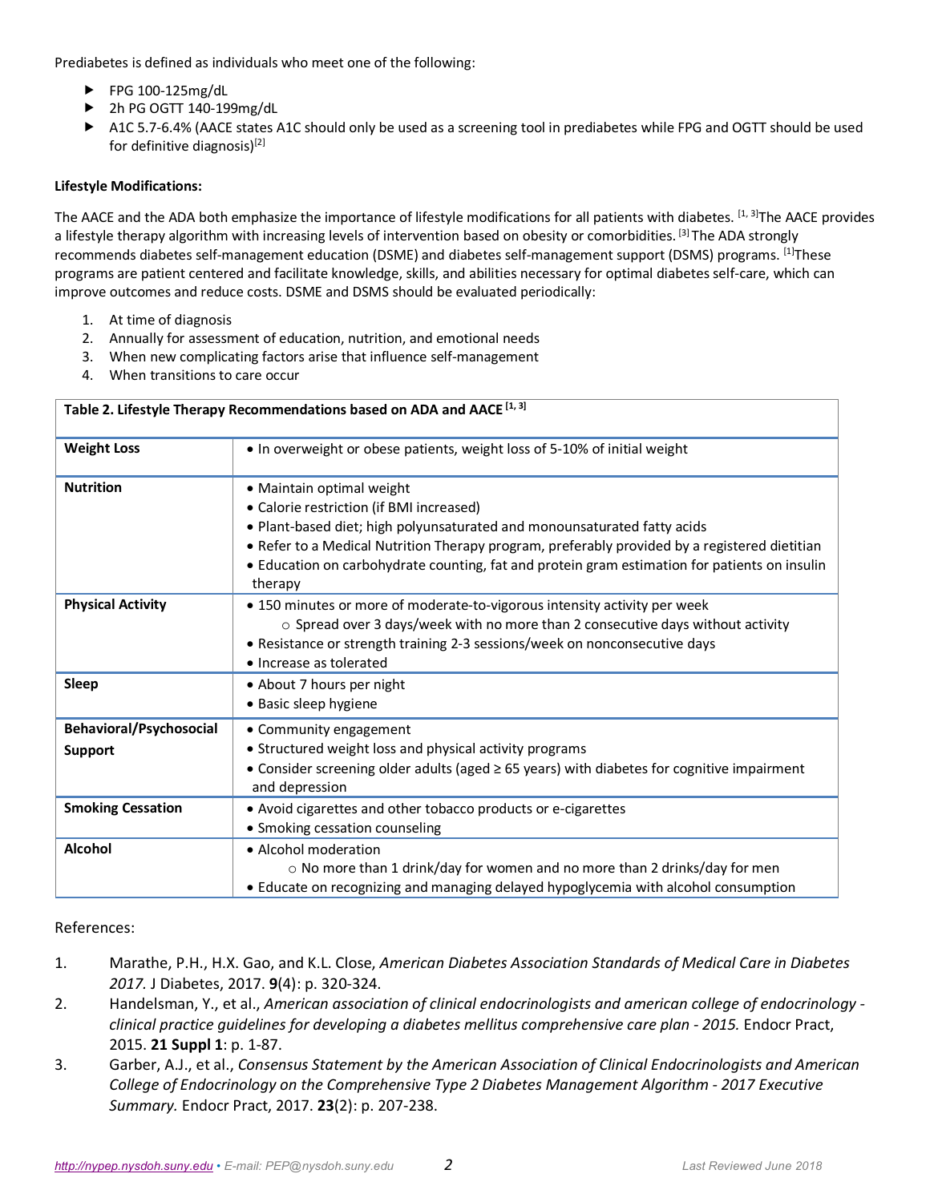Prediabetes is defined as individuals who meet one of the following:

- FPG 100-125mg/dL
- 2h PG OGTT 140-199mg/dL
- A1C 5.7-6.4% (AACE states A1C should only be used as a screening tool in prediabetes while FPG and OGTT should be used for definitive diagnosis)[2]

**Lifestyle Modifications:**

The AACE and the ADA both emphasize the importance of lifestyle modifications for all patients with diabetes. [1, 3] The AACE provides a lifestyle therapy algorithm with increasing levels of intervention based on obesity or comorbidities. [3] The ADA strongly recommends diabetes self-management education (DSME) and diabetes self-management support (DSMS) programs. [1] These programs are patient centered and facilitate knowledge, skills, and abilities necessary for optimal diabetes self-care, which can improve outcomes and reduce costs. DSME and DSMS should be evaluated periodically:

1. At time of diagnosis
2. Annually for assessment of education, nutrition, and emotional needs
3. When new complicating factors arise that influence self-management
4. When transitions to care occur

**Table 2. Lifestyle Therapy Recommendations based on ADA and AACE [1, 3]**

| | |
|---|---|
| **Weight Loss** | • In overweight or obese patients, weight loss of 5-10% of initial weight |
| **Nutrition** | • Maintain optimal weight<br>• Calorie restriction (if BMI increased)<br>• Plant-based diet; high polyunsaturated and monounsaturated fatty acids<br>• Refer to a Medical Nutrition Therapy program, preferably provided by a registered dietitian<br>• Education on carbohydrate counting, fat and protein gram estimation for patients on insulin therapy |
| **Physical Activity** | • 150 minutes or more of moderate-to-vigorous intensity activity per week<br>○ Spread over 3 days/week with no more than 2 consecutive days without activity<br>• Resistance or strength training 2-3 sessions/week on nonconsecutive days<br>• Increase as tolerated |
| **Sleep** | • About 7 hours per night<br>• Basic sleep hygiene |
| **Behavioral/Psychosocial Support** | • Community engagement<br>• Structured weight loss and physical activity programs<br>• Consider screening older adults (aged ≥ 65 years) with diabetes for cognitive impairment and depression |
| **Smoking Cessation** | • Avoid cigarettes and other tobacco products or e-cigarettes<br>• Smoking cessation counseling |
| **Alcohol** | • Alcohol moderation<br>○ No more than 1 drink/day for women and no more than 2 drinks/day for men<br>• Educate on recognizing and managing delayed hypoglycemia with alcohol consumption |

References:

1. Marathe, P.H., H.X. Gao, and K.L. Close, *American Diabetes Association Standards of Medical Care in Diabetes 2017.* J Diabetes, 2017. **9**(4): p. 320-324.
2. Handelsman, Y., et al., *American association of clinical endocrinologists and american college of endocrinology - clinical practice guidelines for developing a diabetes mellitus comprehensive care plan - 2015.* Endocr Pract, 2015. **21 Suppl 1**: p. 1-87.
3. Garber, A.J., et al., *Consensus Statement by the American Association of Clinical Endocrinologists and American College of Endocrinology on the Comprehensive Type 2 Diabetes Management Algorithm - 2017 Executive Summary.* Endocr Pract, 2017. **23**(2): p. 207-238.

http://nypep.nysdoh.suny.edu • E-mail: PEP@nysdoh.suny.edu

Last Reviewed June 2018